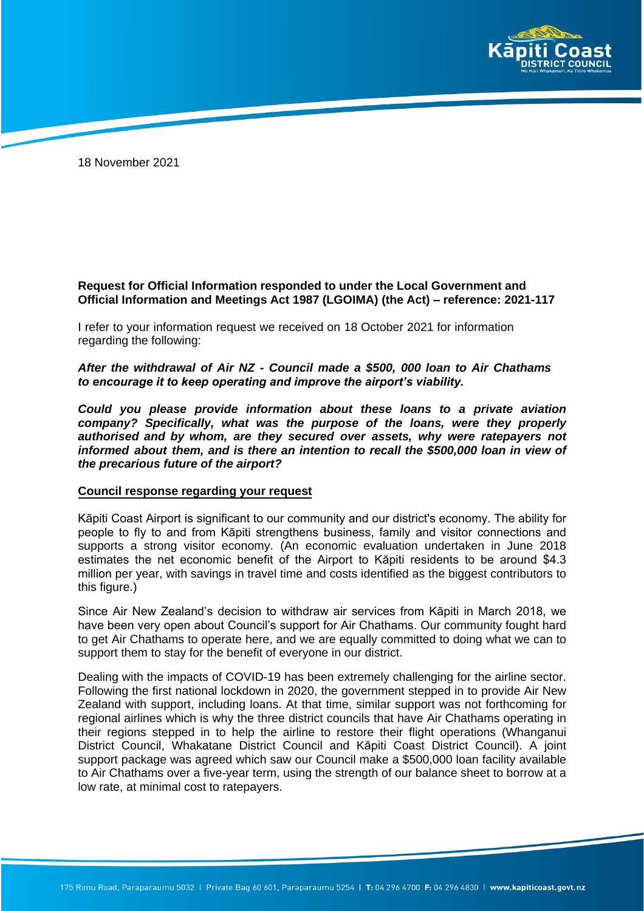18 November 2021

**Request for Official Information responded to under the Local Government and Official Information and Meetings Act 1987 (LGOIMA) (the Act) – reference: 2021-117**

I refer to your information request we received on 18 October 2021 for information regarding the following:

***After the withdrawal of Air NZ - Council made a $500, 000 loan to Air Chathams to encourage it to keep operating and improve the airport's viability.***

***Could you please provide information about these loans to a private aviation company? Specifically, what was the purpose of the loans, were they properly authorised and by whom, are they secured over assets, why were ratepayers not informed about them, and is there an intention to recall the $500,000 loan in view of the precarious future of the airport?***

**Council response regarding your request**

Kāpiti Coast Airport is significant to our community and our district's economy. The ability for people to fly to and from Kāpiti strengthens business, family and visitor connections and supports a strong visitor economy. (An economic evaluation undertaken in June 2018 estimates the net economic benefit of the Airport to Kāpiti residents to be around $4.3 million per year, with savings in travel time and costs identified as the biggest contributors to this figure.)

Since Air New Zealand's decision to withdraw air services from Kāpiti in March 2018, we have been very open about Council's support for Air Chathams. Our community fought hard to get Air Chathams to operate here, and we are equally committed to doing what we can to support them to stay for the benefit of everyone in our district.

Dealing with the impacts of COVID-19 has been extremely challenging for the airline sector. Following the first national lockdown in 2020, the government stepped in to provide Air New Zealand with support, including loans. At that time, similar support was not forthcoming for regional airlines which is why the three district councils that have Air Chathams operating in their regions stepped in to help the airline to restore their flight operations (Whanganui District Council, Whakatane District Council and Kāpiti Coast District Council). A joint support package was agreed which saw our Council make a $500,000 loan facility available to Air Chathams over a five-year term, using the strength of our balance sheet to borrow at a low rate, at minimal cost to ratepayers.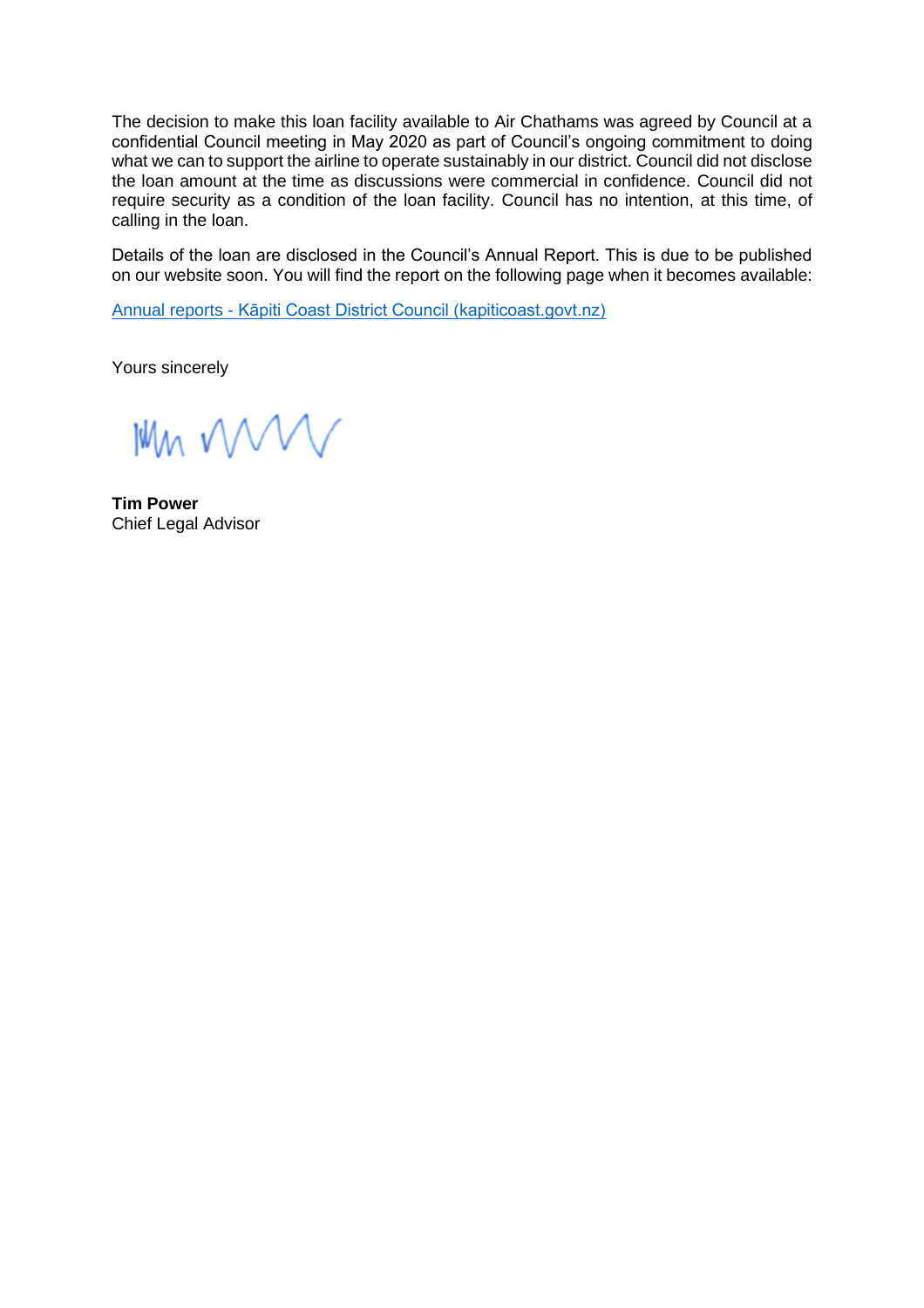The decision to make this loan facility available to Air Chathams was agreed by Council at a confidential Council meeting in May 2020 as part of Council's ongoing commitment to doing what we can to support the airline to operate sustainably in our district. Council did not disclose the loan amount at the time as discussions were commercial in confidence. Council did not require security as a condition of the loan facility. Council has no intention, at this time, of calling in the loan.

Details of the loan are disclosed in the Council's Annual Report. This is due to be published on our website soon. You will find the report on the following page when it becomes available:

[Annual reports - Kāpiti Coast District Council (kapiticoast.govt.nz)]()

Yours sincerely

**Tim Power**
Chief Legal Advisor